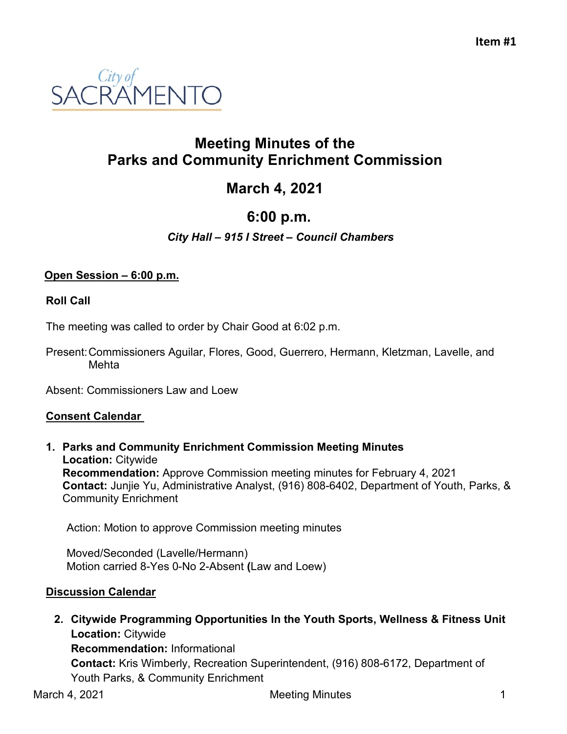**Item #1**

City of SACRAMENTO

# Meeting Minutes of the Parks and Community Enrichment Commission

## March 4, 2021

## 6:00 p.m.

***City Hall – 915 I Street – Council Chambers***

**Open Session – 6:00 p.m.**

**Roll Call**

The meeting was called to order by Chair Good at 6:02 p.m.

Present: Commissioners Aguilar, Flores, Good, Guerrero, Hermann, Kletzman, Lavelle, and Mehta

Absent: Commissioners Law and Loew

**Consent Calendar**

1. **Parks and Community Enrichment Commission Meeting Minutes**
   **Location:** Citywide
   **Recommendation:** Approve Commission meeting minutes for February 4, 2021
   **Contact:** Junjie Yu, Administrative Analyst, (916) 808-6402, Department of Youth, Parks, & Community Enrichment

   Action: Motion to approve Commission meeting minutes

   Moved/Seconded (Lavelle/Hermann)
   Motion carried 8-Yes 0-No 2-Absent **(**Law and Loew)

**Discussion Calendar**

2. **Citywide Programming Opportunities In the Youth Sports, Wellness & Fitness Unit**
   **Location:** Citywide
   **Recommendation:** Informational
   **Contact:** Kris Wimberly, Recreation Superintendent, (916) 808-6172, Department of Youth Parks, & Community Enrichment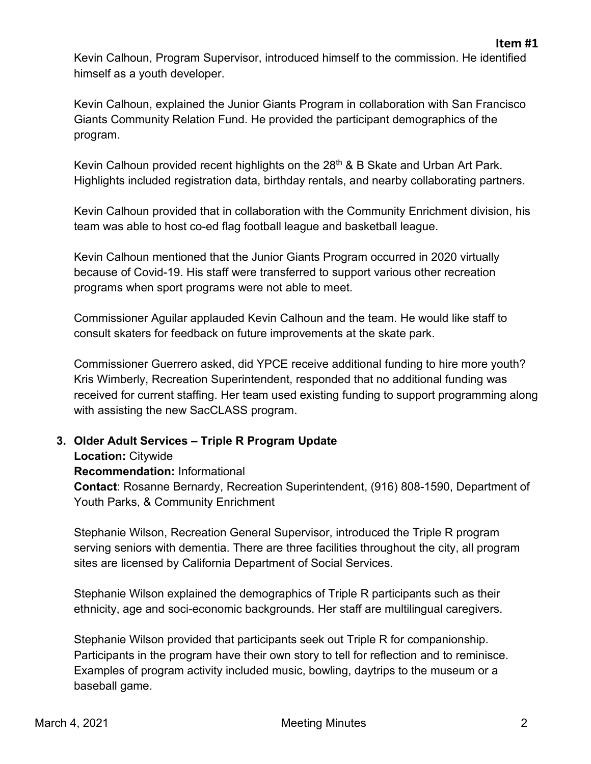**Item #1**

Kevin Calhoun, Program Supervisor, introduced himself to the commission. He identified himself as a youth developer.

Kevin Calhoun, explained the Junior Giants Program in collaboration with San Francisco Giants Community Relation Fund. He provided the participant demographics of the program.

Kevin Calhoun provided recent highlights on the 28th & B Skate and Urban Art Park. Highlights included registration data, birthday rentals, and nearby collaborating partners.

Kevin Calhoun provided that in collaboration with the Community Enrichment division, his team was able to host co-ed flag football league and basketball league.

Kevin Calhoun mentioned that the Junior Giants Program occurred in 2020 virtually because of Covid-19. His staff were transferred to support various other recreation programs when sport programs were not able to meet.

Commissioner Aguilar applauded Kevin Calhoun and the team. He would like staff to consult skaters for feedback on future improvements at the skate park.

Commissioner Guerrero asked, did YPCE receive additional funding to hire more youth? Kris Wimberly, Recreation Superintendent, responded that no additional funding was received for current staffing. Her team used existing funding to support programming along with assisting the new SacCLASS program.

3. **Older Adult Services – Triple R Program Update**
   **Location:** Citywide
   **Recommendation:** Informational
   **Contact**: Rosanne Bernardy, Recreation Superintendent, (916) 808-1590, Department of Youth Parks, & Community Enrichment

   Stephanie Wilson, Recreation General Supervisor, introduced the Triple R program serving seniors with dementia. There are three facilities throughout the city, all program sites are licensed by California Department of Social Services.

   Stephanie Wilson explained the demographics of Triple R participants such as their ethnicity, age and soci-economic backgrounds. Her staff are multilingual caregivers.

   Stephanie Wilson provided that participants seek out Triple R for companionship. Participants in the program have their own story to tell for reflection and to reminisce. Examples of program activity included music, bowling, daytrips to the museum or a baseball game.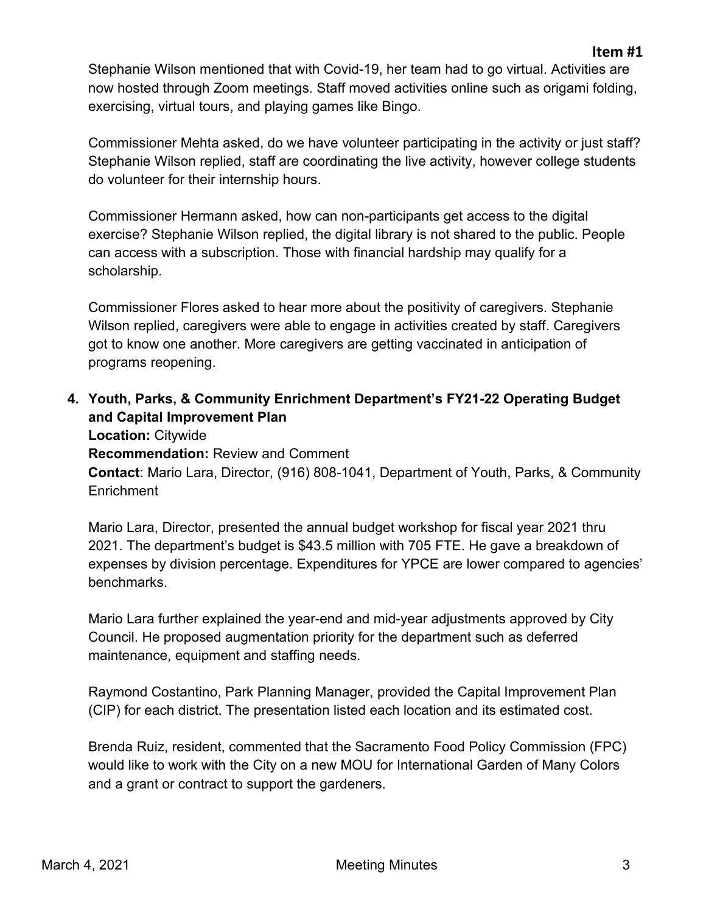Stephanie Wilson mentioned that with Covid-19, her team had to go virtual. Activities are now hosted through Zoom meetings. Staff moved activities online such as origami folding, exercising, virtual tours, and playing games like Bingo.

Commissioner Mehta asked, do we have volunteer participating in the activity or just staff? Stephanie Wilson replied, staff are coordinating the live activity, however college students do volunteer for their internship hours.

Commissioner Hermann asked, how can non-participants get access to the digital exercise? Stephanie Wilson replied, the digital library is not shared to the public. People can access with a subscription. Those with financial hardship may qualify for a scholarship.

Commissioner Flores asked to hear more about the positivity of caregivers. Stephanie Wilson replied, caregivers were able to engage in activities created by staff. Caregivers got to know one another. More caregivers are getting vaccinated in anticipation of programs reopening.

**4. Youth, Parks, & Community Enrichment Department's FY21-22 Operating Budget and Capital Improvement Plan**

**Location:** Citywide
**Recommendation:** Review and Comment
**Contact**: Mario Lara, Director, (916) 808-1041, Department of Youth, Parks, & Community Enrichment

Mario Lara, Director, presented the annual budget workshop for fiscal year 2021 thru 2021. The department's budget is $43.5 million with 705 FTE. He gave a breakdown of expenses by division percentage. Expenditures for YPCE are lower compared to agencies' benchmarks.

Mario Lara further explained the year-end and mid-year adjustments approved by City Council. He proposed augmentation priority for the department such as deferred maintenance, equipment and staffing needs.

Raymond Costantino, Park Planning Manager, provided the Capital Improvement Plan (CIP) for each district. The presentation listed each location and its estimated cost.

Brenda Ruiz, resident, commented that the Sacramento Food Policy Commission (FPC) would like to work with the City on a new MOU for International Garden of Many Colors and a grant or contract to support the gardeners.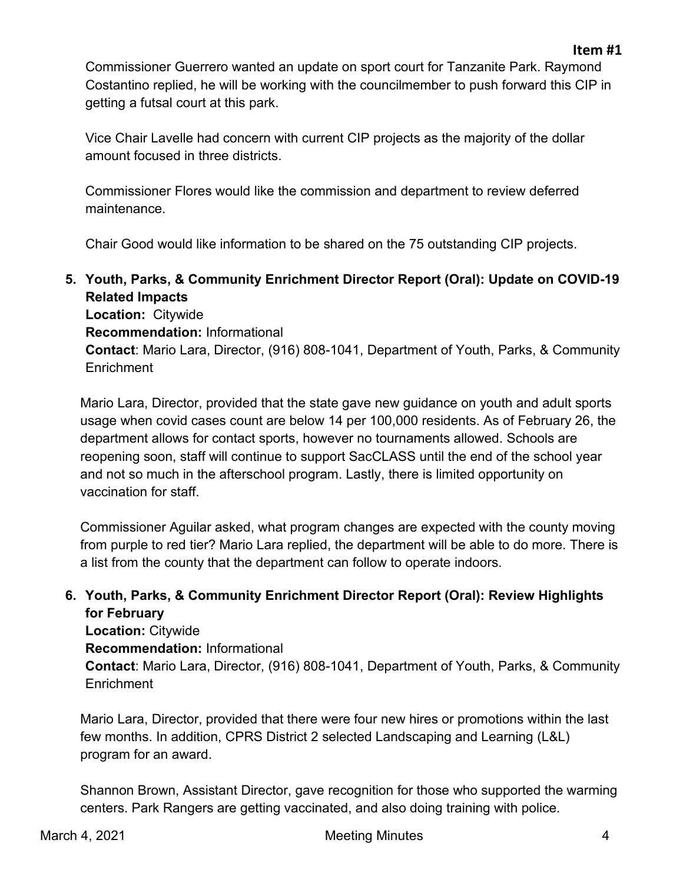Commissioner Guerrero wanted an update on sport court for Tanzanite Park. Raymond Costantino replied, he will be working with the councilmember to push forward this CIP in getting a futsal court at this park.

Vice Chair Lavelle had concern with current CIP projects as the majority of the dollar amount focused in three districts.

Commissioner Flores would like the commission and department to review deferred maintenance.

Chair Good would like information to be shared on the 75 outstanding CIP projects.

**5. Youth, Parks, & Community Enrichment Director Report (Oral): Update on COVID-19 Related Impacts**
**Location:** Citywide
**Recommendation:** Informational
**Contact**: Mario Lara, Director, (916) 808-1041, Department of Youth, Parks, & Community Enrichment

Mario Lara, Director, provided that the state gave new guidance on youth and adult sports usage when covid cases count are below 14 per 100,000 residents. As of February 26, the department allows for contact sports, however no tournaments allowed. Schools are reopening soon, staff will continue to support SacCLASS until the end of the school year and not so much in the afterschool program. Lastly, there is limited opportunity on vaccination for staff.

Commissioner Aguilar asked, what program changes are expected with the county moving from purple to red tier? Mario Lara replied, the department will be able to do more. There is a list from the county that the department can follow to operate indoors.

**6. Youth, Parks, & Community Enrichment Director Report (Oral): Review Highlights for February**
**Location:** Citywide
**Recommendation:** Informational
**Contact**: Mario Lara, Director, (916) 808-1041, Department of Youth, Parks, & Community Enrichment

Mario Lara, Director, provided that there were four new hires or promotions within the last few months. In addition, CPRS District 2 selected Landscaping and Learning (L&L) program for an award.

Shannon Brown, Assistant Director, gave recognition for those who supported the warming centers. Park Rangers are getting vaccinated, and also doing training with police.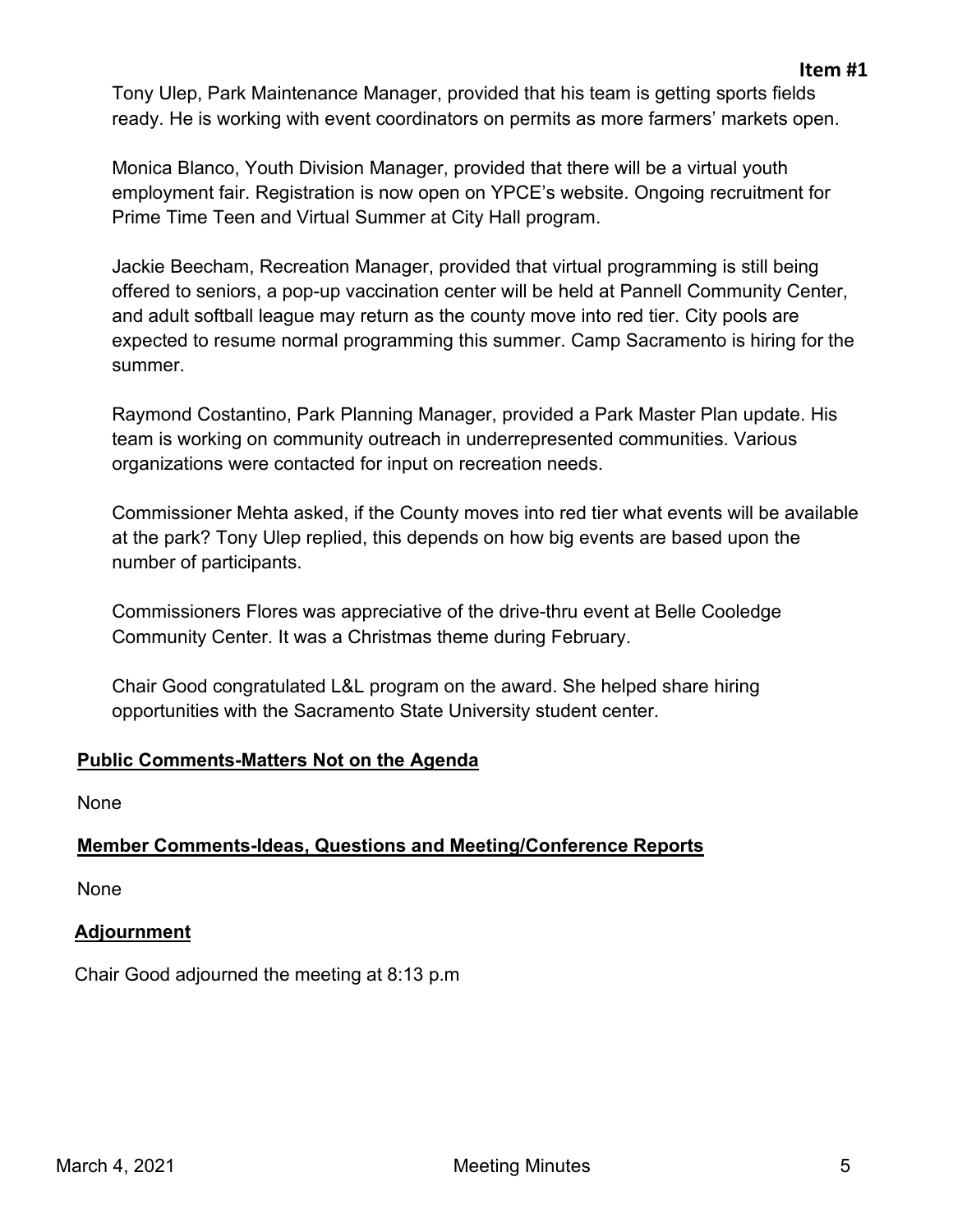Tony Ulep, Park Maintenance Manager, provided that his team is getting sports fields ready. He is working with event coordinators on permits as more farmers' markets open.

Monica Blanco, Youth Division Manager, provided that there will be a virtual youth employment fair. Registration is now open on YPCE's website. Ongoing recruitment for Prime Time Teen and Virtual Summer at City Hall program.

Jackie Beecham, Recreation Manager, provided that virtual programming is still being offered to seniors, a pop-up vaccination center will be held at Pannell Community Center, and adult softball league may return as the county move into red tier. City pools are expected to resume normal programming this summer. Camp Sacramento is hiring for the summer.

Raymond Costantino, Park Planning Manager, provided a Park Master Plan update. His team is working on community outreach in underrepresented communities. Various organizations were contacted for input on recreation needs.

Commissioner Mehta asked, if the County moves into red tier what events will be available at the park? Tony Ulep replied, this depends on how big events are based upon the number of participants.

Commissioners Flores was appreciative of the drive-thru event at Belle Cooledge Community Center. It was a Christmas theme during February.

Chair Good congratulated L&L program on the award. She helped share hiring opportunities with the Sacramento State University student center.

**Public Comments-Matters Not on the Agenda**

None

**Member Comments-Ideas, Questions and Meeting/Conference Reports**

None

**Adjournment**

Chair Good adjourned the meeting at 8:13 p.m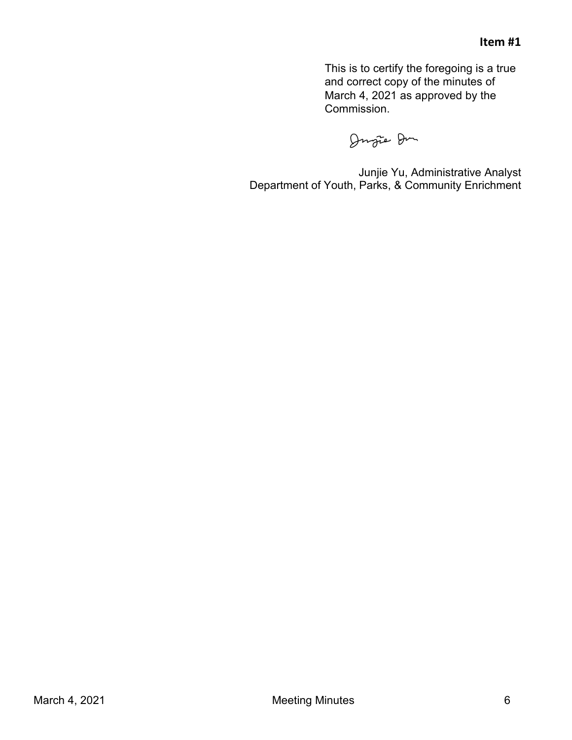**Item #1**

This is to certify the foregoing is a true and correct copy of the minutes of March 4, 2021 as approved by the Commission.

Junjie Yu, Administrative Analyst
Department of Youth, Parks, & Community Enrichment